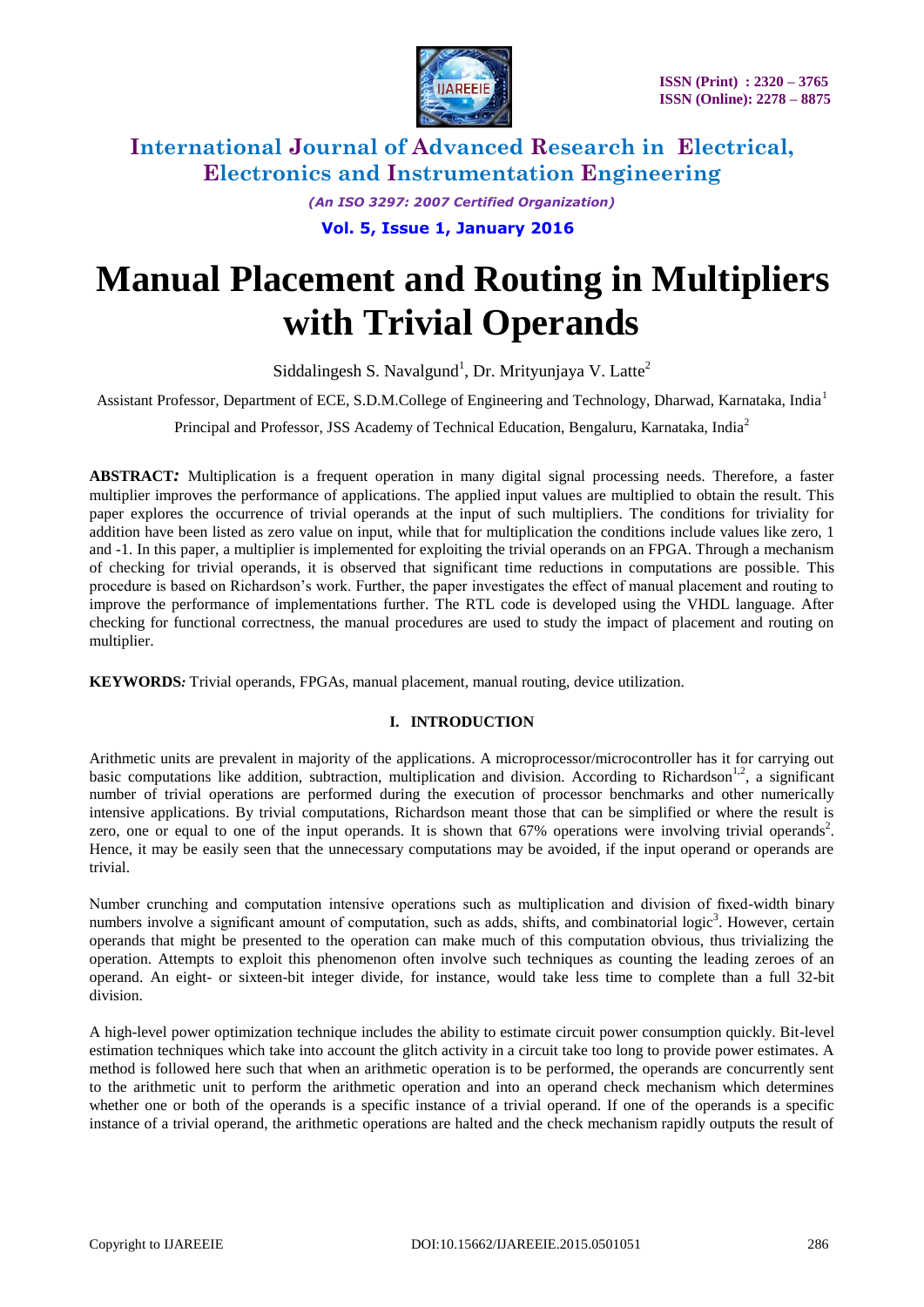# Manual Placement and Routing in Multipliers with Trivial Operands

Siddalingesh S. Navalgund[1], Dr. Mrityunjaya V. Latte[2]

Assistant Professor, Department of ECE, S.D.M.College of Engineering and Technology, Dharwad, Karnataka, India[1]

Principal and Professor, JSS Academy of Technical Education, Bengaluru, Karnataka, India[2]

**ABSTRACT*:*** Multiplication is a frequent operation in many digital signal processing needs. Therefore, a faster multiplier improves the performance of applications. The applied input values are multiplied to obtain the result. This paper explores the occurrence of trivial operands at the input of such multipliers. The conditions for triviality for addition have been listed as zero value on input, while that for multiplication the conditions include values like zero, 1 and -1. In this paper, a multiplier is implemented for exploiting the trivial operands on an FPGA. Through a mechanism of checking for trivial operands, it is observed that significant time reductions in computations are possible. This procedure is based on Richardson's work. Further, the paper investigates the effect of manual placement and routing to improve the performance of implementations further. The RTL code is developed using the VHDL language. After checking for functional correctness, the manual procedures are used to study the impact of placement and routing on multiplier.

**KEYWORDS*:*** Trivial operands, FPGAs, manual placement, manual routing, device utilization.

## I. INTRODUCTION

Arithmetic units are prevalent in majority of the applications. A microprocessor/microcontroller has it for carrying out basic computations like addition, subtraction, multiplication and division. According to Richardson[1,2], a significant number of trivial operations are performed during the execution of processor benchmarks and other numerically intensive applications. By trivial computations, Richardson meant those that can be simplified or where the result is zero, one or equal to one of the input operands. It is shown that 67% operations were involving trivial operands[2]. Hence, it may be easily seen that the unnecessary computations may be avoided, if the input operand or operands are trivial.

Number crunching and computation intensive operations such as multiplication and division of fixed-width binary numbers involve a significant amount of computation, such as adds, shifts, and combinatorial logic[3]. However, certain operands that might be presented to the operation can make much of this computation obvious, thus trivializing the operation. Attempts to exploit this phenomenon often involve such techniques as counting the leading zeroes of an operand. An eight- or sixteen-bit integer divide, for instance, would take less time to complete than a full 32-bit division.

A high-level power optimization technique includes the ability to estimate circuit power consumption quickly. Bit-level estimation techniques which take into account the glitch activity in a circuit take too long to provide power estimates. A method is followed here such that when an arithmetic operation is to be performed, the operands are concurrently sent to the arithmetic unit to perform the arithmetic operation and into an operand check mechanism which determines whether one or both of the operands is a specific instance of a trivial operand. If one of the operands is a specific instance of a trivial operand, the arithmetic operations are halted and the check mechanism rapidly outputs the result of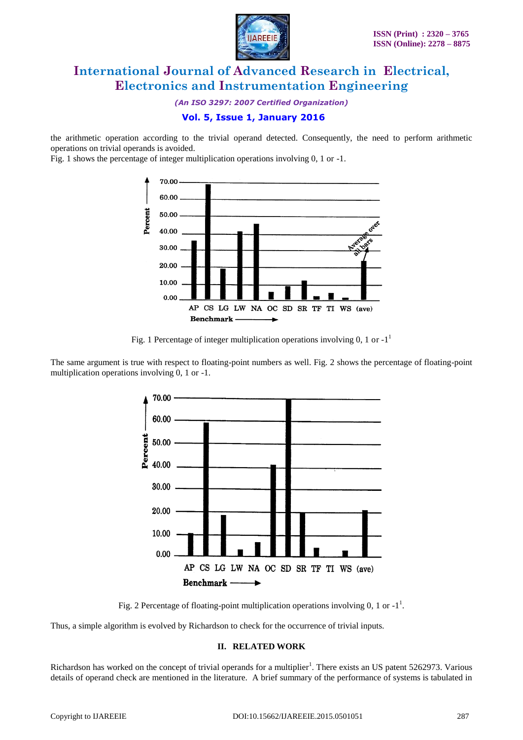the arithmetic operation according to the trivial operand detected. Consequently, the need to perform arithmetic operations on trivial operands is avoided.

Fig. 1 shows the percentage of integer multiplication operations involving 0, 1 or -1.

Fig. 1 Percentage of integer multiplication operations involving 0, 1 or -1[1]

The same argument is true with respect to floating-point numbers as well. Fig. 2 shows the percentage of floating-point multiplication operations involving 0, 1 or -1.

Fig. 2 Percentage of floating-point multiplication operations involving 0, 1 or -1[1].

Thus, a simple algorithm is evolved by Richardson to check for the occurrence of trivial inputs.

## II. RELATED WORK

Richardson has worked on the concept of trivial operands for a multiplier[1]. There exists an US patent 5262973. Various details of operand check are mentioned in the literature. A brief summary of the performance of systems is tabulated in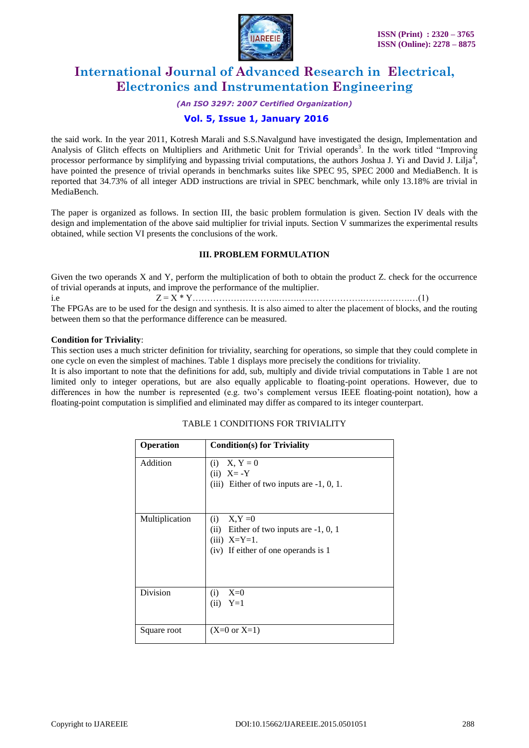the said work. In the year 2011, Kotresh Marali and S.S.Navalgund have investigated the design, Implementation and Analysis of Glitch effects on Multipliers and Arithmetic Unit for Trivial operands[3]. In the work titled "Improving processor performance by simplifying and bypassing trivial computations, the authors Joshua J. Yi and David J. Lilja[4], have pointed the presence of trivial operands in benchmarks suites like SPEC 95, SPEC 2000 and MediaBench. It is reported that 34.73% of all integer ADD instructions are trivial in SPEC benchmark, while only 13.18% are trivial in MediaBench.

The paper is organized as follows. In section III, the basic problem formulation is given. Section IV deals with the design and implementation of the above said multiplier for trivial inputs. Section V summarizes the experimental results obtained, while section VI presents the conclusions of the work.

## III. PROBLEM FORMULATION

Given the two operands X and Y, perform the multiplication of both to obtain the product Z. check for the occurrence of trivial operands at inputs, and improve the performance of the multiplier.

i.e $$Z = X * Y \qquad (1)$$

The FPGAs are to be used for the design and synthesis. It is also aimed to alter the placement of blocks, and the routing between them so that the performance difference can be measured.

**Condition for Triviality**:

This section uses a much stricter definition for triviality, searching for operations, so simple that they could complete in one cycle on even the simplest of machines. Table 1 displays more precisely the conditions for triviality.

It is also important to note that the definitions for add, sub, multiply and divide trivial computations in Table 1 are not limited only to integer operations, but are also equally applicable to floating-point operations. However, due to differences in how the number is represented (e.g. two's complement versus IEEE floating-point notation), how a floating-point computation is simplified and eliminated may differ as compared to its integer counterpart.

TABLE 1 CONDITIONS FOR TRIVIALITY

| Operation | Condition(s) for Triviality |
|---|---|
| Addition | (i) X, Y = 0<br>(ii) X= -Y<br>(iii) Either of two inputs are -1, 0, 1. |
| Multiplication | (i) X,Y =0<br>(ii) Either of two inputs are -1, 0, 1<br>(iii) X=Y=1.<br>(iv) If either of one operands is 1 |
| Division | (i) X=0<br>(ii) Y=1 |
| Square root | (X=0 or X=1) |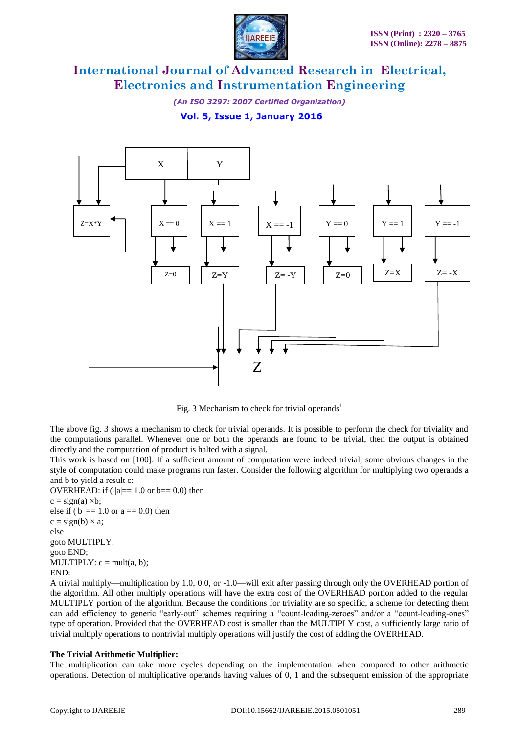Fig. 3 Mechanism to check for trivial operands[1]

The above fig. 3 shows a mechanism to check for trivial operands. It is possible to perform the check for triviality and the computations parallel. Whenever one or both the operands are found to be trivial, then the output is obtained directly and the computation of product is halted with a signal.

This work is based on [100]. If a sufficient amount of computation were indeed trivial, some obvious changes in the style of computation could make programs run faster. Consider the following algorithm for multiplying two operands a and b to yield a result c:

```
OVERHEAD: if ( |a|== 1.0 or b== 0.0) then
c = sign(a) ×b;
else if (|b| == 1.0 or a == 0.0) then
c = sign(b) × a;
else
goto MULTIPLY;
goto END;
MULTIPLY: c = mult(a, b);
END:
```

A trivial multiply—multiplication by 1.0, 0.0, or -1.0—will exit after passing through only the OVERHEAD portion of the algorithm. All other multiply operations will have the extra cost of the OVERHEAD portion added to the regular MULTIPLY portion of the algorithm. Because the conditions for triviality are so specific, a scheme for detecting them can add efficiency to generic "early-out" schemes requiring a "count-leading-zeroes" and/or a "count-leading-ones" type of operation. Provided that the OVERHEAD cost is smaller than the MULTIPLY cost, a sufficiently large ratio of trivial multiply operations to nontrivial multiply operations will justify the cost of adding the OVERHEAD.

**The Trivial Arithmetic Multiplier:**

The multiplication can take more cycles depending on the implementation when compared to other arithmetic operations. Detection of multiplicative operands having values of 0, 1 and the subsequent emission of the appropriate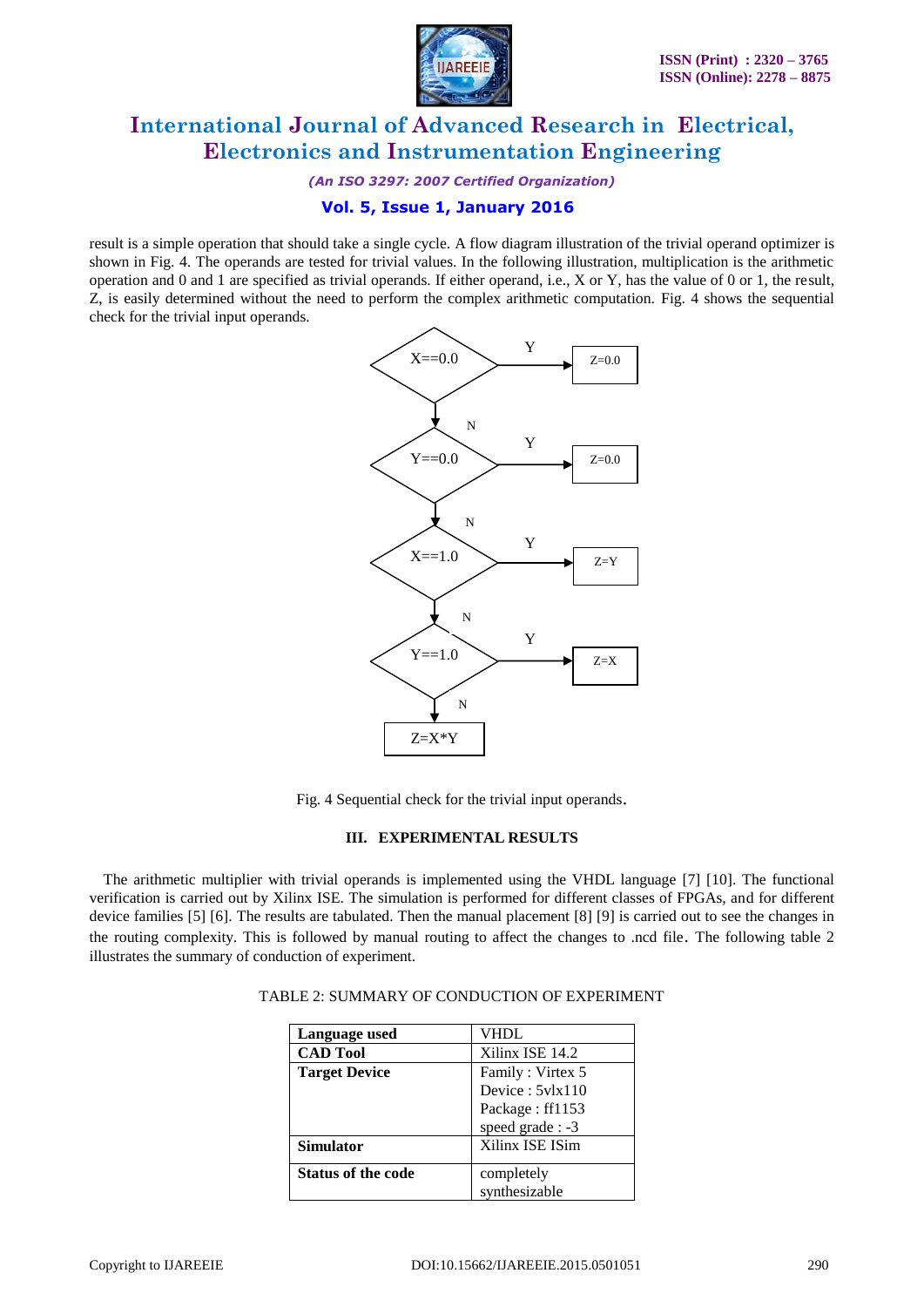result is a simple operation that should take a single cycle. A flow diagram illustration of the trivial operand optimizer is shown in Fig. 4. The operands are tested for trivial values. In the following illustration, multiplication is the arithmetic operation and 0 and 1 are specified as trivial operands. If either operand, i.e., X or Y, has the value of 0 or 1, the result, Z, is easily determined without the need to perform the complex arithmetic computation. Fig. 4 shows the sequential check for the trivial input operands.

Fig. 4 Sequential check for the trivial input operands.

## III. EXPERIMENTAL RESULTS

The arithmetic multiplier with trivial operands is implemented using the VHDL language [7] [10]. The functional verification is carried out by Xilinx ISE. The simulation is performed for different classes of FPGAs, and for different device families [5] [6]. The results are tabulated. Then the manual placement [8] [9] is carried out to see the changes in the routing complexity. This is followed by manual routing to affect the changes to .ncd file. The following table 2 illustrates the summary of conduction of experiment.

TABLE 2: SUMMARY OF CONDUCTION OF EXPERIMENT

| | |
|---|---|
| **Language used** | VHDL |
| **CAD Tool** | Xilinx ISE 14.2 |
| **Target Device** | Family : Virtex 5<br>Device : 5vlx110<br>Package : ff1153<br>speed grade : -3 |
| **Simulator** | Xilinx ISE ISim |
| **Status of the code** | completely synthesizable |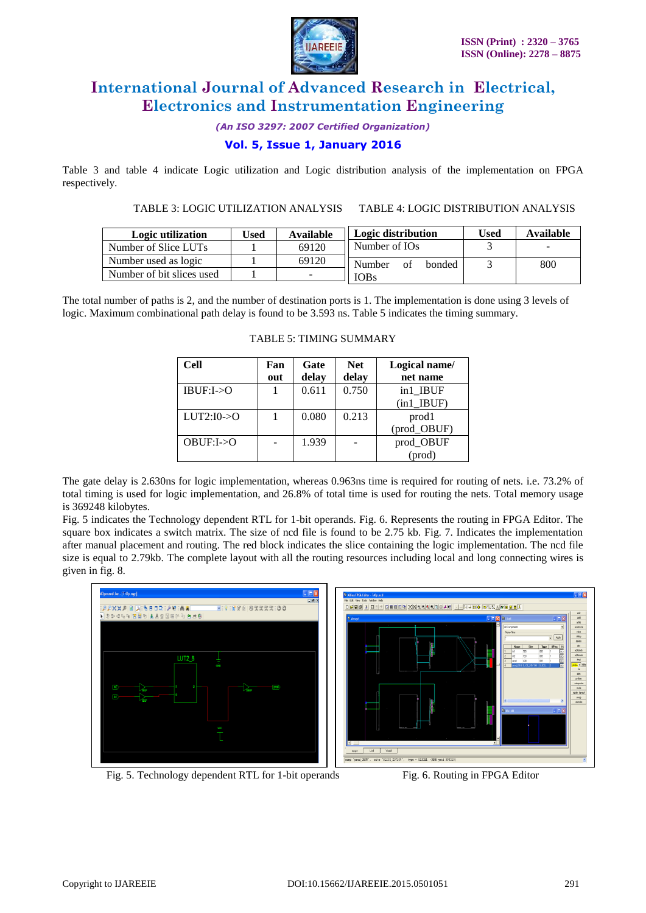Table 3 and table 4 indicate Logic utilization and Logic distribution analysis of the implementation on FPGA respectively.

TABLE 3: LOGIC UTILIZATION ANALYSIS

| Logic utilization | Used | Available |
|---|---|---|
| Number of Slice LUTs | 1 | 69120 |
| Number used as logic | 1 | 69120 |
| Number of bit slices used | 1 | - |

TABLE 4: LOGIC DISTRIBUTION ANALYSIS

| Logic distribution | Used | Available |
|---|---|---|
| Number of IOs | 3 | - |
| Number of bonded IOBs | 3 | 800 |

The total number of paths is 2, and the number of destination ports is 1. The implementation is done using 3 levels of logic. Maximum combinational path delay is found to be 3.593 ns. Table 5 indicates the timing summary.

TABLE 5: TIMING SUMMARY

| Cell | Fan out | Gate delay | Net delay | Logical name/ net name |
|---|---|---|---|---|
| IBUF:I->O | 1 | 0.611 | 0.750 | in1_IBUF (in1_IBUF) |
| LUT2:I0->O | 1 | 0.080 | 0.213 | prod1 (prod_OBUF) |
| OBUF:I->O | - | 1.939 | - | prod_OBUF (prod) |

The gate delay is 2.630ns for logic implementation, whereas 0.963ns time is required for routing of nets. i.e. 73.2% of total timing is used for logic implementation, and 26.8% of total time is used for routing the nets. Total memory usage is 369248 kilobytes.

Fig. 5 indicates the Technology dependent RTL for 1-bit operands. Fig. 6. Represents the routing in FPGA Editor. The square box indicates a switch matrix. The size of ncd file is found to be 2.75 kb. Fig. 7. Indicates the implementation after manual placement and routing. The red block indicates the slice containing the logic implementation. The ncd file size is equal to 2.79kb. The complete layout with all the routing resources including local and long connecting wires is given in fig. 8.

Fig. 5. Technology dependent RTL for 1-bit operands

Fig. 6. Routing in FPGA Editor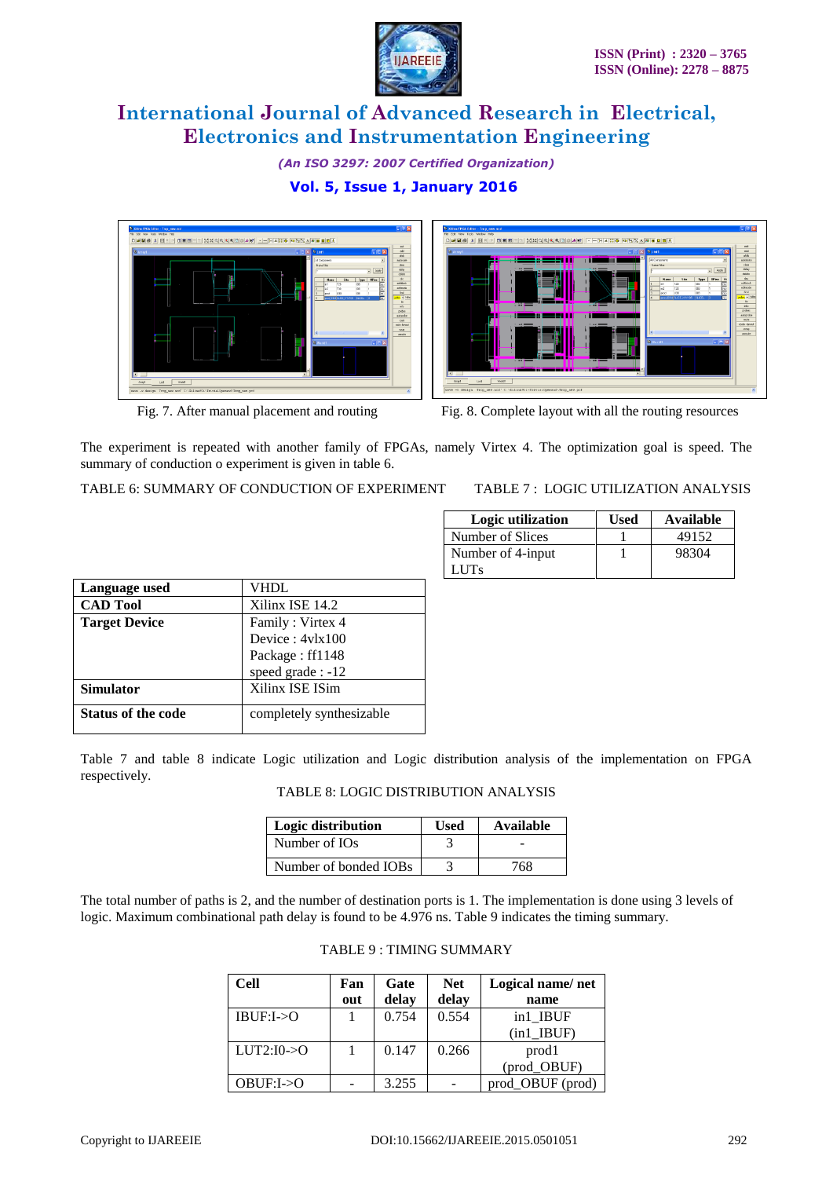Fig. 7. After manual placement and routing

Fig. 8. Complete layout with all the routing resources

The experiment is repeated with another family of FPGAs, namely Virtex 4. The optimization goal is speed. The summary of conduction o experiment is given in table 6.

TABLE 6: SUMMARY OF CONDUCTION OF EXPERIMENT

| Language used | VHDL |
|---|---|
| **CAD Tool** | Xilinx ISE 14.2 |
| **Target Device** | Family : Virtex 4<br>Device : 4vlx100<br>Package : ff1148<br>speed grade : -12 |
| **Simulator** | Xilinx ISE ISim |
| **Status of the code** | completely synthesizable |

TABLE 7 : LOGIC UTILIZATION ANALYSIS

| Logic utilization | Used | Available |
|---|---|---|
| Number of Slices | 1 | 49152 |
| Number of 4-input LUTs | 1 | 98304 |

Table 7 and table 8 indicate Logic utilization and Logic distribution analysis of the implementation on FPGA respectively.

TABLE 8: LOGIC DISTRIBUTION ANALYSIS

| Logic distribution | Used | Available |
|---|---|---|
| Number of IOs | 3 | - |
| Number of bonded IOBs | 3 | 768 |

The total number of paths is 2, and the number of destination ports is 1. The implementation is done using 3 levels of logic. Maximum combinational path delay is found to be 4.976 ns. Table 9 indicates the timing summary.

TABLE 9 : TIMING SUMMARY

| Cell | Fan out | Gate delay | Net delay | Logical name/ net name |
|---|---|---|---|---|
| IBUF:I->O | 1 | 0.754 | 0.554 | in1_IBUF (in1_IBUF) |
| LUT2:I0->O | 1 | 0.147 | 0.266 | prod1 (prod_OBUF) |
| OBUF:I->O | - | 3.255 | - | prod_OBUF (prod) |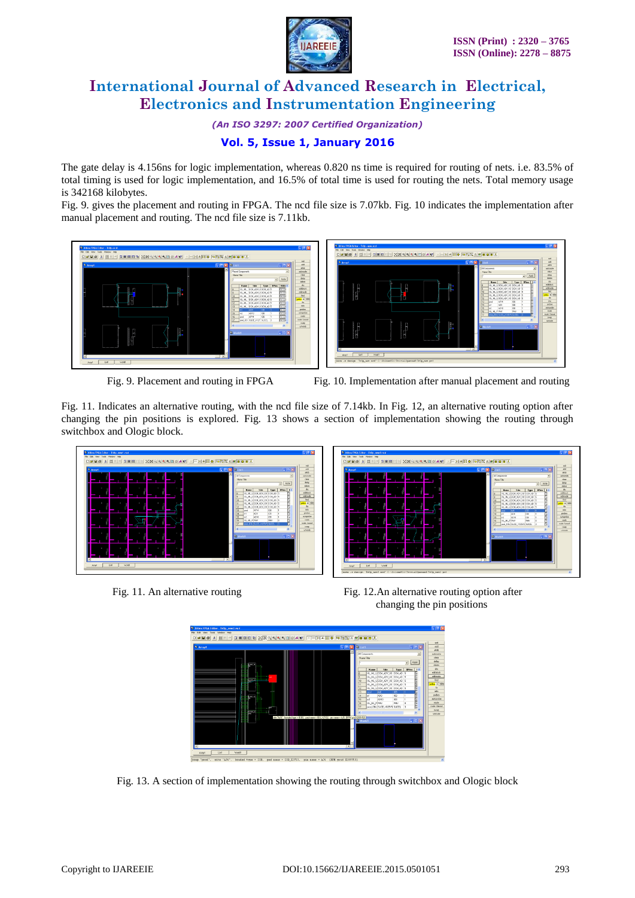The gate delay is 4.156ns for logic implementation, whereas 0.820 ns time is required for routing of nets. i.e. 83.5% of total timing is used for logic implementation, and 16.5% of total time is used for routing the nets. Total memory usage is 342168 kilobytes.

Fig. 9. gives the placement and routing in FPGA. The ncd file size is 7.07kb. Fig. 10 indicates the implementation after manual placement and routing. The ncd file size is 7.11kb.

Fig. 9. Placement and routing in FPGA

Fig. 10. Implementation after manual placement and routing

Fig. 11. Indicates an alternative routing, with the ncd file size of 7.14kb. In Fig. 12, an alternative routing option after changing the pin positions is explored. Fig. 13 shows a section of implementation showing the routing through switchbox and Ologic block.

Fig. 11. An alternative routing

Fig. 12.An alternative routing option after changing the pin positions

Fig. 13. A section of implementation showing the routing through switchbox and Ologic block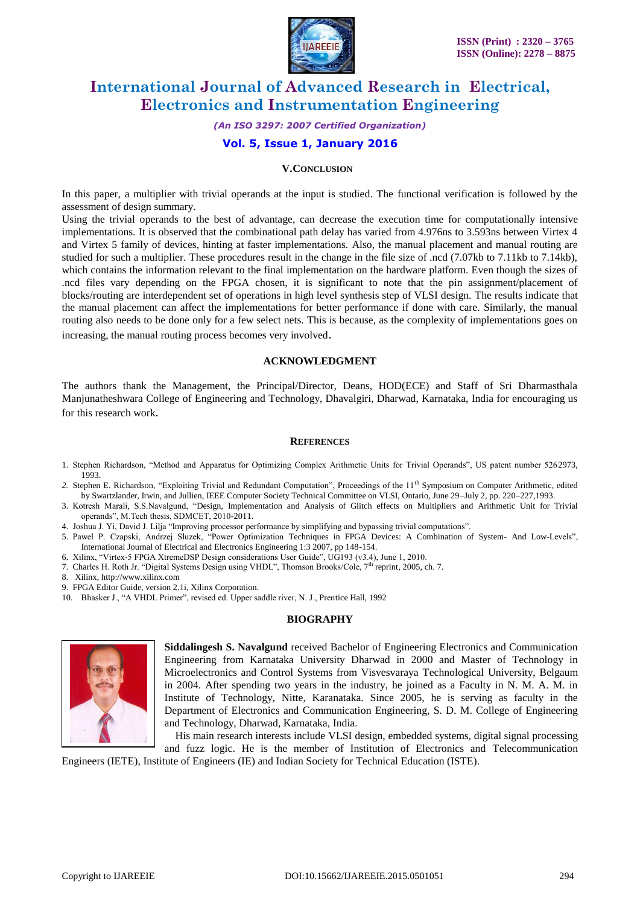## V. CONCLUSION

In this paper, a multiplier with trivial operands at the input is studied. The functional verification is followed by the assessment of design summary.

Using the trivial operands to the best of advantage, can decrease the execution time for computationally intensive implementations. It is observed that the combinational path delay has varied from 4.976ns to 3.593ns between Virtex 4 and Virtex 5 family of devices, hinting at faster implementations. Also, the manual placement and manual routing are studied for such a multiplier. These procedures result in the change in the file size of .ncd (7.07kb to 7.11kb to 7.14kb), which contains the information relevant to the final implementation on the hardware platform. Even though the sizes of .ncd files vary depending on the FPGA chosen, it is significant to note that the pin assignment/placement of blocks/routing are interdependent set of operations in high level synthesis step of VLSI design. The results indicate that the manual placement can affect the implementations for better performance if done with care. Similarly, the manual routing also needs to be done only for a few select nets. This is because, as the complexity of implementations goes on increasing, the manual routing process becomes very involved.

## ACKNOWLEDGMENT

The authors thank the Management, the Principal/Director, Deans, HOD(ECE) and Staff of Sri Dharmasthala Manjunatheshwara College of Engineering and Technology, Dhavalgiri, Dharwad, Karnataka, India for encouraging us for this research work.

## REFERENCES

1. Stephen Richardson, "Method and Apparatus for Optimizing Complex Arithmetic Units for Trivial Operands", US patent number 5262973, 1993.
2. Stephen E. Richardson, "Exploiting Trivial and Redundant Computation", Proceedings of the 11th Symposium on Computer Arithmetic, edited by Swartzlander, Irwin, and Jullien, IEEE Computer Society Technical Committee on VLSI, Ontario, June 29–July 2, pp. 220–227,1993.
3. Kotresh Marali, S.S.Navalgund, "Design, Implementation and Analysis of Glitch effects on Multipliers and Arithmetic Unit for Trivial operands", M.Tech thesis, SDMCET, 2010-2011.
4. Joshua J. Yi, David J. Lilja "Improving processor performance by simplifying and bypassing trivial computations".
5. Pawel P. Czapski, Andrzej Sluzek, "Power Optimization Techniques in FPGA Devices: A Combination of System- And Low-Levels", International Journal of Electrical and Electronics Engineering 1:3 2007, pp 148-154.
6. Xilinx, "Virtex-5 FPGA XtremeDSP Design considerations User Guide", UG193 (v3.4), June 1, 2010.
7. Charles H. Roth Jr. "Digital Systems Design using VHDL", Thomson Brooks/Cole, 7th reprint, 2005, ch. 7.
8. Xilinx, http://www.xilinx.com
9. FPGA Editor Guide, version 2.1i, Xilinx Corporation.
10. Bhasker J., "A VHDL Primer", revised ed. Upper saddle river, N. J., Prentice Hall, 1992

## BIOGRAPHY

**Siddalingesh S. Navalgund** received Bachelor of Engineering Electronics and Communication Engineering from Karnataka University Dharwad in 2000 and Master of Technology in Microelectronics and Control Systems from Visvesvaraya Technological University, Belgaum in 2004. After spending two years in the industry, he joined as a Faculty in N. M. A. M. in Institute of Technology, Nitte, Karanataka. Since 2005, he is serving as faculty in the Department of Electronics and Communication Engineering, S. D. M. College of Engineering and Technology, Dharwad, Karnataka, India.

His main research interests include VLSI design, embedded systems, digital signal processing and fuzz logic. He is the member of Institution of Electronics and Telecommunication Engineers (IETE), Institute of Engineers (IE) and Indian Society for Technical Education (ISTE).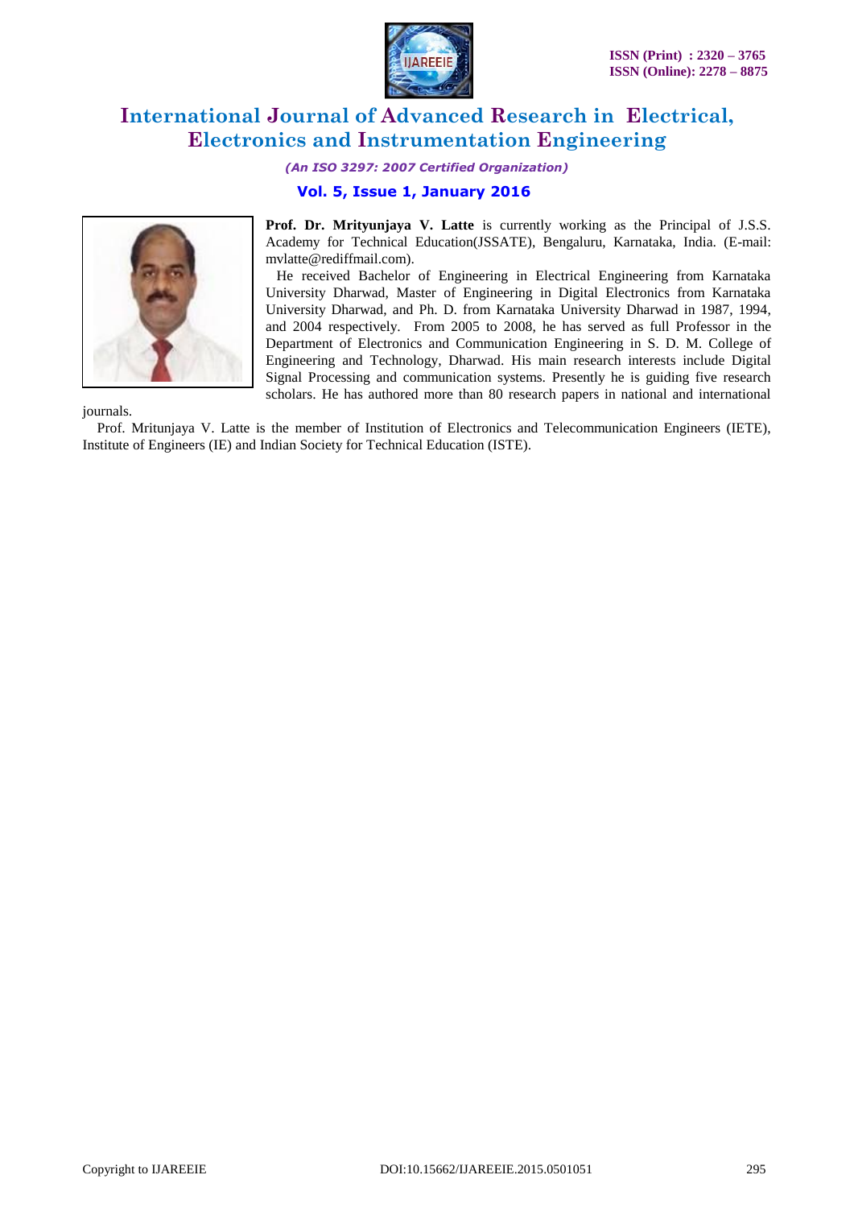**Prof. Dr. Mrityunjaya V. Latte** is currently working as the Principal of J.S.S. Academy for Technical Education(JSSATE), Bengaluru, Karnataka, India. (E-mail: mvlatte@rediffmail.com).

He received Bachelor of Engineering in Electrical Engineering from Karnataka University Dharwad, Master of Engineering in Digital Electronics from Karnataka University Dharwad, and Ph. D. from Karnataka University Dharwad in 1987, 1994, and 2004 respectively. From 2005 to 2008, he has served as full Professor in the Department of Electronics and Communication Engineering in S. D. M. College of Engineering and Technology, Dharwad. His main research interests include Digital Signal Processing and communication systems. Presently he is guiding five research scholars. He has authored more than 80 research papers in national and international journals.

Prof. Mritunjaya V. Latte is the member of Institution of Electronics and Telecommunication Engineers (IETE), Institute of Engineers (IE) and Indian Society for Technical Education (ISTE).